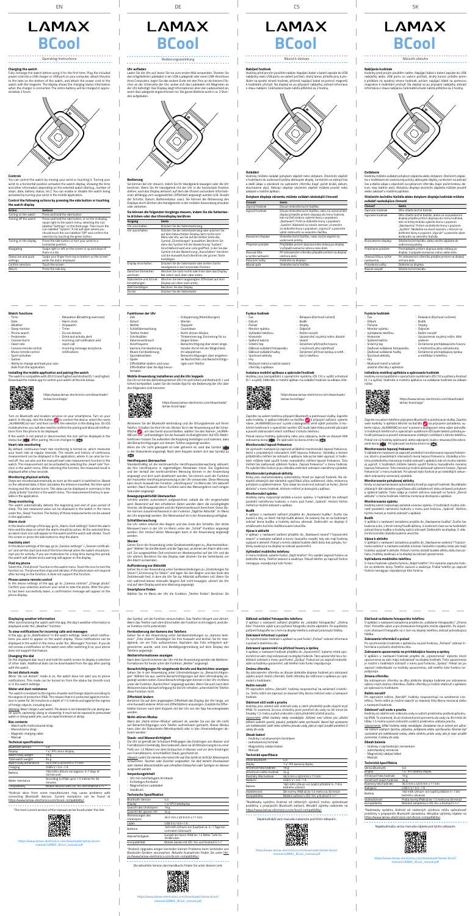# LAMAX BCool

Operating instructions

## Charging the watch

Fully recharge the watch before using it for the first time. Plug the included power cord into a USB charger or USB port on your computer, attach the pins to the tabs on the bottom of the watch, and attach the power cord to the watch with the magnets. The display shows the charging status information when the charger is connected. The entire battery will be charged in approximately 2 hours.

## Controls

You can control the watch by moving your wrist or touching it. Turning your wrist to a horizontal position activates the watch display, showing the time and other information depending on the selected watch dial (e.g., number of steps, date, battery status, etc.). You can enable or disable the watch being activated by turning your wrist in the mobile application.

### Control the following actions by pressing the side button or touching the watch display

| Action | Gesture |
|---|---|
| Turning on the watch | Press and hold the side button. |
| Turning off the watch | Press and hold the side button, or on the lit display, swipe right to the watch menu, selecting the icon labelled "Settings" on the third page. Then touch the icon labelled "System". It will open where you should touch the icon labelled "Off" and confirm the selection by touching the green button. |
| Turning on the display | Press the side button or turn your wrist to a horizontal position. |
| Navigating | Swipe right or left on the screen or up and down if there is a list. |
| Status bar and quick settings | Swipe your finger from top to bottom on the screen while the dial is displayed. |
| Confirm selection | Touch the screen. |
| Return | Press the side key. |

## Watch functions

- Time
- Date
- Weather
- Sleep monitor
- Phone search
- Pedometer
- Calories burnt
- Heart rate
- Camera remote control
- Music remote control
- Sport activities
- Games
- Ability to change and load your own dials from the application
- Relaxation (Breathing exercises)
- Alarm clock
- Stopwatch
- Timer
- Do not disturb
- Drink and activity alert
- Incoming call notification and reject call
- Incoming message and phone notifications

## Installing the mobile application and pairing the watch

The watch is compatible with iOS (10 and higher) and Android (5.1 and higher). Download the mobile app to control your watch at the link below.

https://www.lamax-electronics.com/downloads/lamax-bcool/app/

Turn on Bluetooth and location services on your smartphone. Turn on your watch. In the app, click the button to connect the device, select the name „HLAMAXBCool-xxx" and then confirm the selection in the dialog box. On iOS mobile phones, you will also need to confirm the pairing and allow all notifications from this phone to be displayed.

If the watch is not paired or disconnected, the icon will be displayed in the status bar. After pairing, the icon changes.

## Heart rate monitoring

By default, continuous heart rate monitoring is turned on, which measures your heart rate at regular intervals. The results and history of continuous measurement can be displayed in the application, where it can also be turned off. You can also use the manual heart rate measurement function in the watch. This measurement can be activated by selecting the „Heart rate" function in the watch menu. After selecting this function, the measured result is displayed after a few seconds.

## Monitoring physical activity

Steps are recorded automatically as soon as the watch is switched on. Based on the obtained data, it then calculates the distance travelled, the time spent moving and the calories burnt. This data can be displayed in summary in the „Daily activity" function in the watch menu. The measurement history is available in the application.

## Sleep monitoring

The watch automatically detects the beginning and end of your period of sleep. The last measured value can be displayed in the watch in the menu under the „Sleep" function. The history of these measurements can be viewed in the application.

## Alarm clock

In the device settings of the app, go to „Alarm clock settings". Select the alarm time and the days on which the alarm should be active. At the selected time, an alarm clock icon will appear on the watch and the watch will vibrate. Touch the screen or press the side button to stop the alarm.

## Inactivity alert

In the device settings of the app, go to „Session settings" / „Session notification" and set the start and end time of the interval when the watch should prompt you for activity. If you are motionless for a long time during this period, the watch will vibrate and a warning will appear on the display.

## Find my phone

Select the „Find phone" function in the watch menu. Touch the icon to turn the function on. The phone then rings and vibrates. If the phone does not respond after turning on the function, it does not support this function.

## Phone camera remote control

In the device settings of the app, go to „Camera controls" / „Change photo". Confirm your selection and turn your wrist to take the photo. After the photo has been successfully taken, a confirmation message will appear on the phone display.

## Displaying weather information

After you have paired the watch with the app, the day's weather information is displayed under the „Weather" function.

## To enable notifications for incoming calls and messages

In the app, go to „Notifications" in the watch settings. Select which notifications you want to appear on the watch display. These notifications can be displayed in the watch in the menu under the „Messages" function. If you do not receive a notification on the watch even after switching it on, your phone does not support this feature.

## Changing the dial

On the displayed dial, touch and hold the watch screen to display a selection of other dials. Additional dials can be downloaded from the app after pairing with the watch.

## Do not disturb mode

When "do not disturb" mode is on, the watch does not alert you to phone notifications. This mode can be turned on from the status bar (moon icon) or in the watch settings.

## Water and dust resistance

The watch is resistant to the ingress of water and foreign objects according to the degree of protection IP68. This means that it is protected against immersion in water for 30 minutes to a depth of 1.5 metres and against the ingress of foreign objects, including dust.

*Warning: Never charge a wet watch. The device is not intended for use during water sports, swimming, diving or showering. It must not be exposed to pressurised water or strong water jets, such as rapid immersion or diving.*

## Box contents

- Watch with multicolored strap
- Monochrome strap
- Magnetic charging cable
- Manual

## Technical specifications

| | |
|---|---|
| Bluetooth version | 5.0 |
| Display | 1.4" IPS colour display |
| Watch body weight | 19 g |
| Total watch weight | 36 g |
| Watch body dimensions | 36.5 mm x 40.9 mm x 11 mm |
| Charging | USB 5 V / 0.5–1 A |
| Battery | 160 mAh Lithium-ion (approx. 5–7 days of normal use) |
| Water resistance | According to IP68 up to 1.5 metres for 30 minutes |
| Compatibility | Mobile devices with iOS 10+ and Android 5.1+* |

*Android devices from some manufacturers may cause problems with connecting Bluetooth devices. Current exceptions can be found at https://www.lamax-electronics.com/bcool-compatibility/

The most current version of this manual can be found at this link:

https://www.lamax-electronics.com/downloads/lamax-bcool/manual/LAMAX_BCool_manual.pdf

# LAMAX BCool

Bedienungsanleitung

## Uhr aufladen

Laden Sie die Uhr auf, bevor Sie sie zum ersten Mal verwenden. Stecken Sie das mitgelieferte Ladekabel in ein USB-Ladegerät oder einen USB-Anschluss Ihres Computers, legen Sie das andere Ende mit den Pins an die kleinen Flächen an der Unterseite der Uhr, wobei die Magnete das Ladekabel an der Uhr befestigen. Das Display zeigt Informationen über den Ladezustand an, wenn das Ladegerät angeschlossen ist. Die ganze Batterie wird in ca. 2 Stunden aufgeladen.

## Bedienung

Sie können die Uhr steuern, indem Sie Ihr Handgelenk bewegen oder die Uhr berühren. Wenn Sie Ihr Handgelenk mit der Uhr in die horizontale Position drehen, wird das Display aktiviert, auf dem die Uhrzeit und andere Informationen abhängig vom ausgewählten Zifferblatt angezeigt werden (z.B. Anzahl der Schritte, Datum, Batteriestatus usw.). Sie können die Aktivierung des Displays durch Drehen des Handgelenks in der mobilen Anwendung einschalten oder verhindern.

### Sie können die folgenden Vorgänge steuern, indem Sie die Seitentaste drücken oder das Uhrendisplay berühren

| Vorgang | Geste |
|---|---|
| Uhr einschalten | Drücken Sie die Seitentaste lang. |
| Uhr ausschalten | Drücken Sie die Seitentaste lang oder wischen Sie auf dem beleuchteten Display nach rechts zum Menü der Uhr, wo Sie auf der dritten Seite das Symbol „Einstellungen" auswählen. Berühren Sie dann das Symbol mit der Bezeichnung „System". Anschließend wird eine Liste geöffnet, in der Sie das Symbol mit der Bezeichnung „Ausschalten" berühren und die Auswahl durch Berühren der grünen Taste bestätigen. |
| Display einschalten | Drücken Sie die Seitentaste oder drehen Sie Ihr Handgelenk in die horizontale Position. |
| Zwischen Seiten wechseln | Wischen Sie nach rechts oder links über das Display. Bei Listen nach oben oder unten. |
| Statusleiste und Schnelleinstellungen | Wischen Sie im angezeigten Zifferblatt auf dem Display von oben nach unten. |
| Wahl bestätigen | Berühren Sie das Display. |
| Zurück | Drücken Sie die Seitentaste. |

## Funktionen der Uhr

- Zeit
- Datum
- Wetter
- Schlafüberwachung
- Telefon finden
- Schrittzähler
- Kalorienverbrauch
- Herzfrequenz
- Kamera-Fernbedienung
- Musik-Fernbedienung
- Sportaktivitäten
- Spiele
- Zifferblätter ändern und neue Zifferblätter über die App herunterladen
- Entspannung (Atemübungen)
- Wecker
- Stoppuhr
- Countdown
- Nicht-stören-Modus
- Trinkerinnerung, Erinnerung für zu langes Sitzen
- Benachrichtigung über einen eingehenden Anruf mit der Möglichkeit, ihn abzulehnen
- Benachrichtigungen über eingehende Nachrichten und Benachrichtigungen vom Telefon

## Mobile Anwendung installieren und die Uhr koppeln

Die Uhr ist mit den Betriebssystemen iOS (10 und höher) und Android (5.1 und höher) kompatibel. Laden Sie die mobile App für die Bedienung der Uhr über den folgenden Link herunter:

https://www.lamax-electronics.com/downloads/lamax-bcool/app/

Aktivieren Sie die Bluetooth-Verbindung und die Ortungsdienste auf Ihrem Telefon. Schalten Sie Ihre Uhr ein. Klicken Sie in der Anwendung auf die Schaltfläche, um das Gerät anzuschließen, wählen Sie den Namen „HLAMAXBCool-xxx" und bestätigen Sie die Auswahl im Dialogfenster. Auf iOS-Mobiltelefonen müssen Sie außerdem die Kopplung bestätigen und zulassen, dass alle Benachrichtigungen von diesem Telefon angezeigt werden.

Wenn die Uhr nicht gekoppelt ist oder getrennt ist, wird das Symbol in der Statusleiste angezeigt. Nach dem Koppeln ändert sich das Symbol.

## Herzfrequenz überwachen

Standardmäßig ist die kontinuierliche Herzfrequenzüberwachung aktiviert, die Ihre Herzfrequenz in regelmäßigen Abständen misst. Die Ergebnisse und der Verlauf der kontinuierlichen Messung können in der Anwendung angezeigt und dort auch deaktiviert werden. Sie können auch die Funktion der manuellen Herzfrequenzmessung in der Uhr verwenden. Diese Messung kann durch Auswahl der Funktion „Herzfrequenz" im Menü der Uhr aktiviert werden. Nach Auswahl dieser Funktion wird das Messergebnis nach einigen Sekunden angezeigt.

## Bewegungsaktivität überwachen

Schritte werden automatisch aufgezeichnet, sobald die Uhr eingeschaltet wird. Basierend auf den erhaltenen Daten werden dann die zurückgelegte Strecke, die Bewegungszeit und der Kalorienverbrauch berechnet. Diese Daten können zusammenfassend in der Funktion „Tägliche Aktivität" im Menü der Uhr angezeigt werden. Der Messverlauf ist in der Anwendung verfügbar.

## Schlafüberwachung

Die Uhr erfasst automatisch den Beginn und das Ende des Schlafes. Der letzte Messwert kann in der Uhr im Menü unter der „Schlaf"-Funktion angezeigt werden. Der Verlauf dieser Messungen kann in der Anwendung angezeigt werden.

## Wecker

Gehen Sie in der Anwendung unter Geräteeinstellungen zu „Alarmeinstellungen". Wählen Sie die Weckzeit und die Tage aus, an denen der Alarm aktiv sein soll. Zur ausgewählten Zeit erscheint ein Weckersymbol auf der Uhr und die Uhr vibriert. Berühren Sie das Display oder drücken Sie die Seitentaste, um den Alarm zu beenden.

## Aufforderung zur Aktivität

Gehen Sie in der Anwendung unter Geräteeinstellungen zu „Einstellungen für Sitzen" / „Erinnerung für Sitzen" und legen Sie den Beginn und das Ende des Zeitintervalls fest, in dem die Uhr Sie zur Aktivität auffordern soll. Wenn Sie sich während dieses Intervalls längere Zeit nicht bewegen, vibriert die Uhr und auf dem Display wird eine Warnung angezeigt.

## Smartphone finden

Wählen Sie im Menü der Uhr die Funktion „Telefon finden". Berühren Sie das Symbol, um die Funktion einzuschalten. Das Telefon klingelt und vibriert. Wenn das Telefon nach dem Einschalten der Funktion nicht reagiert, wird diese Funktion nicht unterstützt.

## Fernbedienung der Kamera des Telefons

Gehen Sie in der Anwendung unter Geräteeinstellungen zu „Kamera bedienen" / „Foto ändern". Bestätigen Sie Ihre Auswahl und drehen Sie Ihr Handgelenk, um ein Foto aufzunehmen. Nachdem das Foto erfolgreich aufgenommen wurde, wird eine Bestätigungsmeldung auf dem Display des Telefons angezeigt.

## Wetterinformationen anzeigen

Nach dem Synchronisieren der Uhr mit der Anwendung werden die Wetterinformationen für heute unter der Funktion „Wetter" angezeigt.

## Benachrichtigungen für eingehende Anrufe und Nachrichten anzeigen

Gehen Sie in der Anwendung unter Uhreinstellungen zu „Benachrichtigungen". Wählen Sie aus, welche Benachrichtigungen auf dem Uhrendisplay angezeigt werden sollen. Diese Benachrichtigungen können in der Uhr im Menü unter der Funktion „Nachrichten" angezeigt werden. Wenn Sie auch nach dem Aktivieren keine Benachrichtigung auf der Uhr erhalten, unterstützt Ihr Telefon diese Funktion nicht.

## Zifferblatt ändern

Berühren Sie auf dem angezeigten Zifferblatt das Display der Uhr lange, um eine Auswahl anderer Arten von Zifferblättern anzuzeigen. Zusätzliche Zifferblätter können nach dem Koppeln mit der Uhr aus der App heruntergeladen werden.

## Nicht-stören-Modus

Wenn der „Nicht-stören-Modus" aktiviert ist, werden Sie von der Uhr nicht auf Benachrichtigungen vom Telefon aufmerksam gemacht. Dieser Modus kann über die Statusleiste (Mondsymbol) oder in den Uhreinstellungen aktiviert werden.

## Staub- und Wasserdichtigkeit

Die Uhr ist gemäß der Schutzart IP68 gegen das Eindringen von Wasser und Fremdkörpern beständig. Dies bedeutet, dass sie 30 Minuten lang bis zu einer Tiefe von 1,5 Metern vor dem Eintauchen in Wasser und vor dem Eindringen von Fremdkörpern, einschließlich Staub, geschützt ist.

*Hinweis: Laden Sie niemals eine nasse Uhr auf. Das Gerät ist nicht für Wassersport, Schwimmen, Tauchen oder Duschen vorgesehen. Sie darf keinem Druckwasser oder starken Wasserstrahlen wie schnellem Eintauchen oder Springen ins Wasser ausgesetzt werden.*

## Verpackungsinhalt

- Uhr mit mehrfarbigem Armband
- Einfarbiges Armband
- Magnetisches Ladekabel
- Handbuch

## Technische Spezifikationen

| | |
|---|---|
| Bluetooth-Version | 5.0 |
| Display | 1,4" IPS-Farbdisplay |
| Gewicht des Uhrenkörpers | 19 g |
| Gewicht der ganzen Uhr | 36 g |
| Abmessungen des Uhrenkörpers | 36,5 mm x 40,9 mm x 11 mm |
| Laden | USB 5 V / 0,5–1 A |
| Akku | 160 mAh Lithium-Ion (Laufzeit ca. 5–7 Tage bei normalem Gebrauch) |
| Wasserfestigkeit | Gemäß der Norm IP68 bis 1,5 Meter Tiefe für 30 Minuten |
| Kompatibilität | Mobile Geräte mit iOS 10+ und Android 5.1+* |

*Android-Upgrades einiger Hersteller können Probleme beim Verbinden von Bluetooth-Geräten verursachen. Aktuelle Ausnahmen finden Sie unter https://www.lamax-electronics.com/bcool-compatibility/

Die aktuellste Version des Handbuchs finden Sie unter diesem Link:

https://www.lamax-electronics.com/downloads/lamax-bcool/manual/LAMAX_BCool_manual.pdf

# LAMAX BCool

Návod k obsluze

## Nabíjení hodinek

Hodinky před prvním použitím nabijte. Napájecí kabel z balení zapojte do USB nabíječky nebo USB portu ve vašem počítači, druhý konec přiložte piny k plíškům na spodní straně hodinek, přičemž napájecí kabel se pomocí magnetů k hodinkám přichytí. Na displeji se po připojení nabíječky zobrazí informace o stavu nabíjení. Celá baterie bude nabita přibližně za 2 hodiny.

## Ovládání

Hodinky můžete ovládat pohybem zápěstí nebo dotykem. Otočením zápěstí s hodinkami do vodorovné polohy aktivujete displej, na kterém se zobrazí čas a další údaje v závislosti na zvoleném ciferníku (např. počet kroků, datum, stav baterie atp.). Aktivaci displeje otočením zápěstí můžete povolit nebo zakázat v mobilní aplikaci.

### Dotykem bočního tlačítka nebo displeje hodinek můžete ovládat následující činnosti

| Činnost | Gesto |
|---|---|
| Zapnutí hodinek | Dlouze stiskněte boční tlačítko. |
| Vypnutí hodinek | Dlouze stiskněte boční tlačítko, nebo na rozsvíceném displeji přejeďte prstem doprava do menu hodinek, kde na třetí stránce vyberte ikonu s popiskem „Nastavení". Poté se dotkněte ikony s popiskem „Systém". Následně se otevře seznam, ve kterém se dotkněte ikony s popiskem „Vypnout" a potvrďte výběr dotknutím se zeleného tlačítka. |
| Rozsvícení displeje | Stiskněte boční tlačítko, nebo otočte zápěstí do vodorovné polohy. |
| Přepínání položek | Přejíždějte prstem doprava nebo doleva po displeji. V případě seznamů nahoru nebo dolů. |
| Stavová lišta a rychlá nastavení | Při zobrazeném ciferníku přejeďte prstem na displeji shora dolů. |
| Potvrzení volby | Dotkněte se displeje. |
| Návrat zpět | Stiskněte boční tlačítko. |

## Funkce hodinek

- Čas
- Datum
- Počasí
- Monitor spánku
- Vyhledání telefonu
- Krokoměr
- Spálené kalorie
- Srdeční tep
- Dálkové ovládání fotoaparátu
- Dálkové ovládání hudby
- Sportovní aktivity
- Hry
- Možnost měnit a nahrát vlastní ciferníky z aplikace
- Relaxace (Dechové cvičení)
- Budík
- Stopky
- Odpočet
- Režim nerušit
- Upozornění na pitný režim, dlouhé sezení
- Oznámení příchozího hovoru s možností jeho odmítnutí
- Oznámení příchozí zprávy a notifikací z telefonu

## Instalace mobilní aplikace a spárování hodinek

Hodinky jsou kompatibilní s operačními systémy iOS (10 a vyšší) a Android (5.1 a vyšší). Stáhněte si mobilní aplikaci na ovládání hodinek na odkazu níže.

https://www.lamax-electronics.com/downloads/lamax-bcool/app/

Zapněte na vašem telefonu připojení Bluetooth a polohové služby. Zapněte vaše hodinky. V aplikaci klikněte na tlačítko k připojení zařízení, vyberte název „HLAMAXBCool-xxx" a poté v dialogovém okně výběr potvrďte. V mobilních telefonech s operačním systémem iOS bude také třeba potvrdit párování a povolit zobrazování všech notifikací z tohoto telefonu.

Pokud nejsou hodinky spárovány nebo jsou odpojeny, bude ve stavové liště zobrazena ikona. Po spárování se ikona změní.

## Monitorování tepové frekvence

Ve výchozím nastavení je zapnuté průběžné monitorování tepové frekvence, které v pravidelných intervalech měří tepovou frekvenci. Výsledky a historii průběžného měření lze zobrazit v aplikaci, kde jej lze také vypnout. V hodinkách můžete také využít funkci manuálního měření tepové frekvence. Toto měření lze aktivovat výběrem funkce „Tepová frekvence" v menu hodinek. Po vybrání této funkce je po několika vteřinách zobrazen naměřený výsledek.

## Monitorování pohybové aktivity

Kroky jsou zaznamenávány automaticky ihned po zapnutí hodinek. Na základě získaných dat následně vypočítává ušlou vzdálenost, dobu strávenou pohybem a spálené kalorie. Tyto údaje lze souhrnně zobrazit ve funkci „Denní aktivita" v menu hodinek. Historie měření je dostupná v aplikaci.

## Monitorování spánku

Hodinky samy rozpoznají začátek a konec spánku. V hodinkách lze zobrazit poslední naměřenou hodnotu v menu pod funkcí „Spánek". Historii těchto měření je možné zobrazit v aplikaci.

## Budík

V aplikaci v nastavení zařízení přejděte do „Nastavení budíku". Zvolte čas budíku a dny, ve kterých má být budík aktivní. Ve zvolený čas se na hodinkách zobrazí ikona budíku a hodinky začnou vibrovat. Dotknutím se displeje či stisknutím bočního tlačítka budík vypnete.

## Výzva k aktivitě

V aplikaci v nastavení zařízení přejděte do „Nastavení sezení"/„Upozornění sezení" a nastavte začátek a konec časového rozpětí, kdy vás mají hodinky vyzývat k aktivitě. Pokud v tomto období budete delší dobu bez pohybu, hodinky zavibrují a na displeji se zobrazí upozornění.

## Vyhledání mobilního telefonu

V menu hodinek vyberte funkci „Najít telefon". Pro spuštění funkce se dotkněte ikony. Telefon začne zvonit a zavibruje. Pokud telefon po zapnutí funkce nereaguje, nepodporuje tuto funkci.

## Dálkové ovládání fotoaparátu telefonu

V aplikaci v nastavení zařízení přejděte do „Ovládání fotoaparátu" / „Změna fotky". Potvrďte výběr a pro pořízení fotografie otočte zápěstím. Po úspěšném pořízení fotografie se na displeji telefonu zobrazí potvrzující hláška.

## Zobrazení informací o počasí

Po synchronizaci hodinek s aplikací je pod funkcí „Počasí" zobrazena informace o počasí k dnešnímu dni.

## Zobrazení upozornění na příchozí hovory a zprávy

V aplikaci v nastavení hodinek přejděte do „Upozornění". Vyberte, která upozornění se mají zobrazovat na displeji hodinek. Tato upozornění lze zobrazit v hodinkách v menu pod funkcí „Zprávy". Pokud ani po zapnutí notifikací neobdržíte na hodinky upozornění, váš telefon tuto funkci nepodporuje.

## Změna ciferníku

Na zobrazeném ciferníku se dlouze dotkněte displeje hodinek pro zobrazení výběru jiných druhů ciferníků. Další ciferníky lze stáhnout z aplikace po spárování s hodinkami.

## Režim nerušit

Při zapnutém režimu „Nerušit" hodinky neupozorňují na oznámení z telefonu. Tento režim lze zapnout ze stavové lišty (ikona měsíce) nebo v nastavení hodinek.

## Odolnost vůči vodě a prachu

Hodinky jsou odolné vůči vniknutí vody a cizích předmětů podle stupně krytí IP68. To znamená, že jsou chráněny proti ponoření do vody na 30 minut do hloubky 1,5 metru a proti vniknutí cizích předmětů včetně prachu.

*Upozornění: Nikdy nenabíjejte mokré hodinky. Zařízení není určeno pro vodní sporty, plavání, potápění nebo sprchování. Nesmí být vystaveno vodě pod tlakem nebo silnému proudu vody, jako je rychlé ponoření nebo skok do vody.*

## Obsah balení

- Hodinky s vícebarevným řemínkem
- Jednobarevný řemínek
- Magnetický nabíjecí kabel
- Manuál

## Technické specifikace

| | |
|---|---|
| Verze Bluetooth | 5.0 |
| Displej | 1,4" IPS barevný displej |
| Hmotnost těla hodinek | 19 g |
| Hmotnost celých hodinek | 36 g |
| Rozměry těla hodinek | 36,5 mm x 40,9 mm x 11 mm |
| Nabíjení | USB 5 V / 0,5–1 A |
| Baterie | 160 mAh Lithium-ion (vydrží přibližně 5–7 dnů běžného užívání) |
| Vodotěsnost | Dle normy IP68 až do 1,5 metru na 30 minut |
| Kompatibilita | Mobilní zařízení s iOS 10+ a Android 5.1+* |

*Nadstavby systému Android od některých výrobců mohou způsobovat problémy s připojením Bluetooth zařízení. Aktuální výjimky naleznete na https://www.lamax-electronics.com/bcool-compatibility/

Nejaktuálnější verzi manuálu naleznete pod tímto odkazem:

https://www.lamax-electronics.com/downloads/lamax-bcool/manual/LAMAX_BCool_manual.pdf

# LAMAX BCool

Návod k obsluhe

## Nabíjanie hodiniek

Hodinky pred prvým použitím nabite. Napájací kábel z balenia zapojte do USB nabíjačky alebo USB portu vo vašom počítači, druhý koniec priložte pinmi k plieškom na spodnej strane hodiniek, pričom napájací kábel sa pomocou magnetov k hodinkám prichytí. Na displeji sa po pripojení nabíjačky zobrazia informácie o stave nabíjania. Celá batéria bude nabitá približne za 2 hodiny.

## Ovládanie

Hodinky môžete ovládať pohybom zápästia alebo dotykom. Otočením zápästia s hodinkami do vodorovnej polohy aktivujete displej, na ktorom sa zobrazí čas a ďalšie údaje v závislosti od zvoleného ciferníka (napr. počet krokov, dátum, stav batérie atď.). Aktiváciu displeja otočením zápästia môžete povoliť alebo zakázať v mobilnej aplikácii.

### Stlačením bočného tlačidla alebo dotykom displeja hodiniek môžete ovládať nasledujúce činnosti

| Činnosť | Gesto |
|---|---|
| Zapnutie hodiniek | Dlho stlačte bočné tlačidlo. |
| Vypnutie hodiniek | Dlho stlačte bočné tlačidlo, alebo na rozsvietenom displeji prejdite prstom doprava do menu hodiniek, kde na tretej stránke vyberte ikonu s popisom „Nastavenia". Potom sa dotknite ikony s popisom „Systém". Následne sa otvorí zoznam, v ktorom sa dotknite ikony s popisom „Vypnúť" a potvrďte výber dotknutím sa zeleného tlačidla. |
| Rozsvietenie displeja | Stlačte bočné tlačidlo, alebo otočte zápästie do vodorovnej polohy. |
| Prepínanie položiek | Prechádzajte prstom doprava alebo doľava po displeji. V prípade zoznamov nahor alebo nadol. |
| Stavová lišta a rýchle nastavenia | Pri zobrazenom ciferníku prejdite prstom na displeji zhora nadol. |
| Potvrdenie voľby | Dotknite sa displeja. |
| Návrat naspäť | Stlačte bočné tlačidlo. |

## Funkcie hodiniek

- Čas
- Dátum
- Počasie
- Monitor spánku
- Vyhľadanie telefónu
- Krokomer
- Spálené kalórie
- Srdcový tep
- Diaľkové ovládanie fotoaparátu
- Diaľkové ovládanie hudby
- Športové aktivity
- Hry
- Možnosť meniť a nahrať vlastné ciferníky z aplikácie
- Relaxácia (Dychové cvičenie)
- Budík
- Stopky
- Odpočet
- Režim nerušiť
- Upozornenie na pitný režim, dlhé sedenie
- Oznámenie prichádzajúceho hovoru s možnosťou jeho odmietnutia
- Oznámenie prichádzajúcej správy a notifikácií z telefónu

## Inštalácia mobilnej aplikácie a spárovanie hodiniek

Hodinky sú kompatibilné s operačnými systémami iOS (10 a vyššie) a Android (5.1 a vyššie). Stiahnite si mobilnú aplikáciu na ovládanie hodiniek na odkaze nižšie.

https://www.lamax-electronics.com/downloads/lamax-bcool/app/

Zapnite na vašom telefóne pripojenie Bluetooth a polohové služby. Zapnite vaše hodinky. V aplikácii kliknite na tlačidlo na pripojenie zariadenia, vyberte názov „HLAMAXBCool-xxx" a potom v dialógovom okne výber potvrďte. V mobilných telefónoch s operačným systémom iOS bude tiež potrebné potvrdiť párovanie a povoliť zobrazovanie všetkých notifikácií z tohto telefónu.

Pokiaľ nie sú hodinky spárované alebo sú odpojené, bude v stavovej lište zobrazená ikona. Po spárovaní sa ikona zmení.

## Monitorovanie tepovej frekvencie

V predvolenom nastavení je zapnuté priebežné monitorovanie tepovej frekvencie, ktoré v pravidelných intervaloch meria tepovú frekvenciu. Výsledky a históriu priebežného merania je možné zobraziť v aplikácii, kde ho možno tiež vypnúť. V hodinkách môžete tiež využiť funkciu manuálneho merania tepovej frekvencie. Toto meranie možno aktivovať výberom funkcie „Tepová frekvencia" v menu hodiniek. Po vybraní tejto funkcie je po niekoľkých sekundách zobrazený nameraný výsledok.

## Monitorovanie pohybovej aktivity

Kroky sú zaznamenávané automaticky ihneď po zapnutí hodiniek. Na základe získaných dát následne vypočítava ušlú vzdialenosť, čas strávený pohybom a spálené kalórie. Tieto údaje je možné súhrnne zobraziť vo funkcii „Denná aktivita" v menu hodiniek. História meraní je dostupná v aplikácii.

## Monitorovanie spánku

Hodinky samy rozpoznajú začiatok a koniec spánku. V hodinkách je možné zobraziť poslednú nameranú hodnotu v menu pod funkciou „Spánok". Históriu týchto meraní je možné zobraziť v aplikácii.

## Budík

V aplikácii v nastavení zariadenia prejdite do „Nastavenie budíka". Zvoľte čas budíka a dni, v ktorých má byť budík aktívny. V zvolený čas sa na hodinkách zobrazí ikona budíka a hodinky začnú vibrovať. Dotknutím sa displeja alebo stlačením bočného tlačidla budík vypnete.

## Výzva k aktivite

V aplikácii v nastavení zariadenia prejdite do „Nastavenie sedenia"/„Upozornenie sedenia" a nastavte začiatok a koniec časového rozpätia, kedy vás majú hodinky vyzývať k aktivite. Pokiaľ v tomto období budete dlhšiu dobu bez pohybu, hodinky zavibrujú a na displeji sa zobrazí upozornenie.

## Vyhľadanie mobilného telefónu

V menu hodiniek vyberte funkciu „Nájsť telefón". Pre spustenie funkcie sa dotknite ikony. Telefón začne zvoniť a zavibruje. Pokiaľ telefón po zapnutí funkcie nereaguje, nepodporuje túto funkciu.

## Diaľkové ovládanie fotoaparátu telefónu

V aplikácii v nastavení zariadenia prejdite do „Ovládanie fotoaparátu" / „Zmena fotky". Potvrďte výber a na zhotovenie fotografie otočte zápästím. Po úspešnom zhotovení fotografie sa na displeji telefónu zobrazí potvrdzujúca hláška.

## Zobrazenie informácií o počasí

Po synchronizácii hodiniek s aplikáciou je pod funkciou „Počasie" zobrazená informácia o počasí k dnešnému dňu.

## Zobrazenie upozornení na prichádzajúce hovory a správy

V aplikácii v nastavení hodiniek prejdite do „Upozornenia". Vyberte, ktoré upozornenia sa majú zobrazovať na displeji hodiniek. Tieto upozornenia je možné zobraziť v hodinkách v menu pod funkciou „Správy". Pokiaľ ani po zapnutí notifikácií nedostanete na hodinky upozornenie, váš telefón túto funkciu nepodporuje.

## Zmena ciferníka

Na zobrazenom ciferníku sa dlho dotknite displeja hodiniek na zobrazenie výberu iných druhov ciferníkov. Ďalšie ciferníky je možné stiahnuť z aplikácie po spárovaní s hodinkami.

## Režim nerušiť

Pri zapnutom režime „Nerušiť" hodinky neupozorňujú na oznámenia z telefónu. Tento režim je možné zapnúť zo stavovej lišty (ikona mesiaca) alebo v nastavení hodiniek.

## Odolnosť voči vode a prachu

Hodinky sú odolné voči vniknutiu vody a cudzích predmetov podľa stupňa krytia IP68. To znamená, že sú chránené proti ponoreniu do vody na 30 minút do hĺbky 1,5 metra a proti vniknutiu cudzích predmetov vrátane prachu.

*Upozornenie: Nikdy nenabíjajte mokré hodinky. Zariadenie nie je určené na vodné športy, plávanie, potápanie alebo sprchovanie. Nesmie byť vystavené vode pod tlakom alebo silnému prúdu vody, ako je rýchle ponorenie alebo skok do vody.*

## Obsah balenia

- Hodinky s viacfarebným remienkom
- Jednofarebný remienok
- Magnetický nabíjací kábel
- Manuál

## Technická špecifikácia

| | |
|---|---|
| Verzia Bluetooth | 5.0 |
| Displej | 1,4" IPS farebný displej |
| Hmotnosť tela hodiniek | 19 g |
| Hmotnosť celých hodiniek | 36 g |
| Rozmery tela hodiniek | 36,5 mm x 40,9 mm x 11 mm |
| Nabíjanie | USB 5 V / 0,5–1 A |
| Batéria | 160 mAh Lithium-ion (vydrží približne 5–7 dní bežného používania) |
| Vodotesnosť | Podľa normy IP68 až do 1,5 metra na 30 minút |
| Kompatibilita | Mobilné zariadenia s iOS 10+ a Android 5.1+* |

*Nadstavby systému Android od niektorých výrobcov môžu spôsobovať problémy s pripojením Bluetooth zariadení. Aktuálne výnimky nájdete na https://www.lamax-electronics.com/bcool-compatibility/

Najaktuálnejšiu verziu manuálu nájdete pod týmto odkazom:

https://www.lamax-electronics.com/downloads/lamax-bcool/manual/LAMAX_BCool_manual.pdf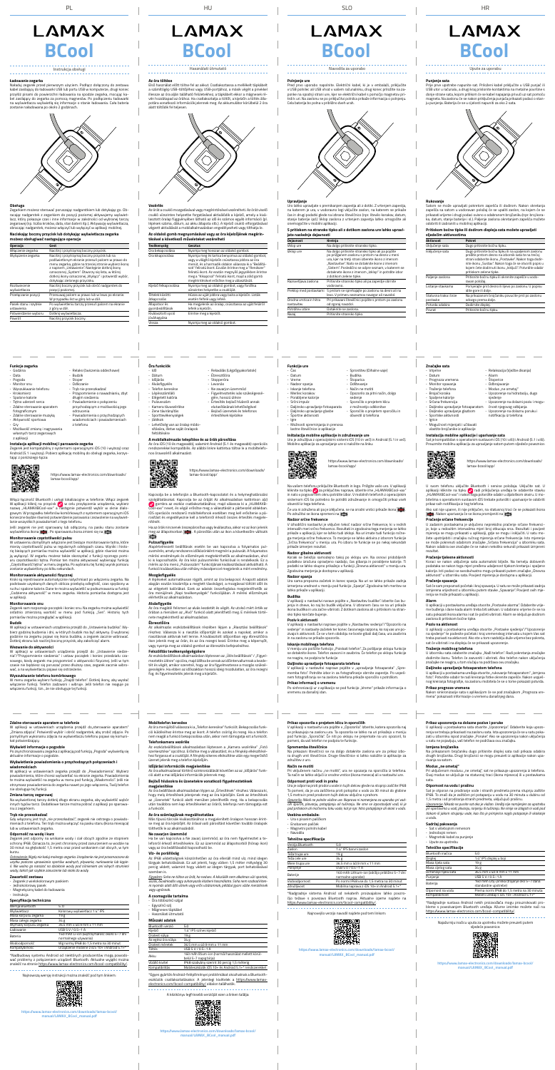PL

# LAMAX BCool

Instrukcja obsługi

HU

# LAMAX BCool

Használati útmutató

SLO

# LAMAX BCool

Navodila za uporabo

HR

# LAMAX BCool

Upute za uporabu